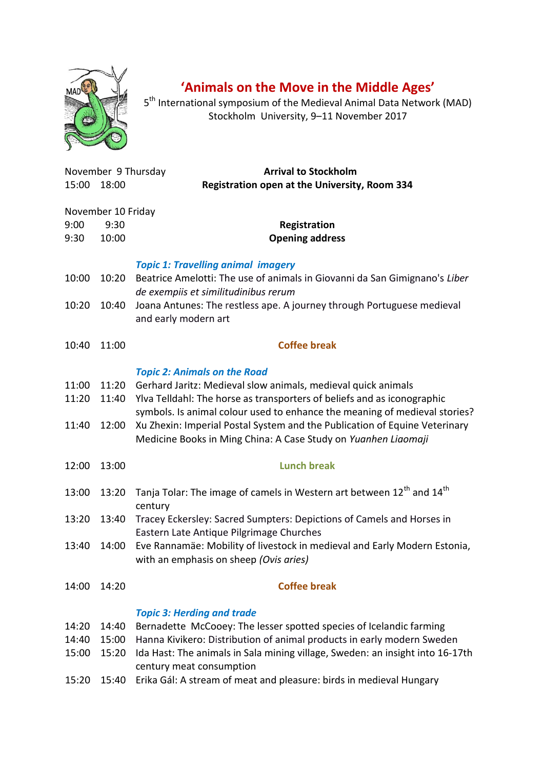# ‘Animals on the Move in the Middle Ages’

5th International symposium of the Medieval Animal Data Network (MAD)
Stockholm University, 9–11 November 2017

November 9 Thursday

15:00 18:00 **Arrival to Stockholm**
**Registration open at the University, Room 334**

November 10 Friday

| | | |
|---|---|---|
| 9:00 | 9:30 | **Registration** |
| 9:30 | 10:00 | **Opening address** |
| | | ***Topic 1: Travelling animal imagery*** |
| 10:00 | 10:20 | Beatrice Amelotti: The use of animals in Giovanni da San Gimignano's *Liber de exempiis et similitudinibus rerum* |
| 10:20 | 10:40 | Joana Antunes: The restless ape. A journey through Portuguese medieval and early modern art |
| 10:40 | 11:00 | **Coffee break** |
| | | ***Topic 2: Animals on the Road*** |
| 11:00 | 11:20 | Gerhard Jaritz: Medieval slow animals, medieval quick animals |
| 11:20 | 11:40 | Ylva Telldahl: The horse as transporters of beliefs and as iconographic symbols. Is animal colour used to enhance the meaning of medieval stories? |
| 11:40 | 12:00 | Xu Zhexin: Imperial Postal System and the Publication of Equine Veterinary Medicine Books in Ming China: A Case Study on *Yuanhen Liaomaji* |
| 12:00 | 13:00 | **Lunch break** |
| 13:00 | 13:20 | Tanja Tolar: The image of camels in Western art between 12th and 14th century |
| 13:20 | 13:40 | Tracey Eckersley: Sacred Sumpters: Depictions of Camels and Horses in Eastern Late Antique Pilgrimage Churches |
| 13:40 | 14:00 | Eve Rannamäe: Mobility of livestock in medieval and Early Modern Estonia, with an emphasis on sheep *(Ovis aries)* |
| 14:00 | 14:20 | **Coffee break** |
| | | ***Topic 3: Herding and trade*** |
| 14:20 | 14:40 | Bernadette McCooey: The lesser spotted species of Icelandic farming |
| 14:40 | 15:00 | Hanna Kivikero: Distribution of animal products in early modern Sweden |
| 15:00 | 15:20 | Ida Hast: The animals in Sala mining village, Sweden: an insight into 16-17th century meat consumption |
| 15:20 | 15:40 | Erika Gál: A stream of meat and pleasure: birds in medieval Hungary |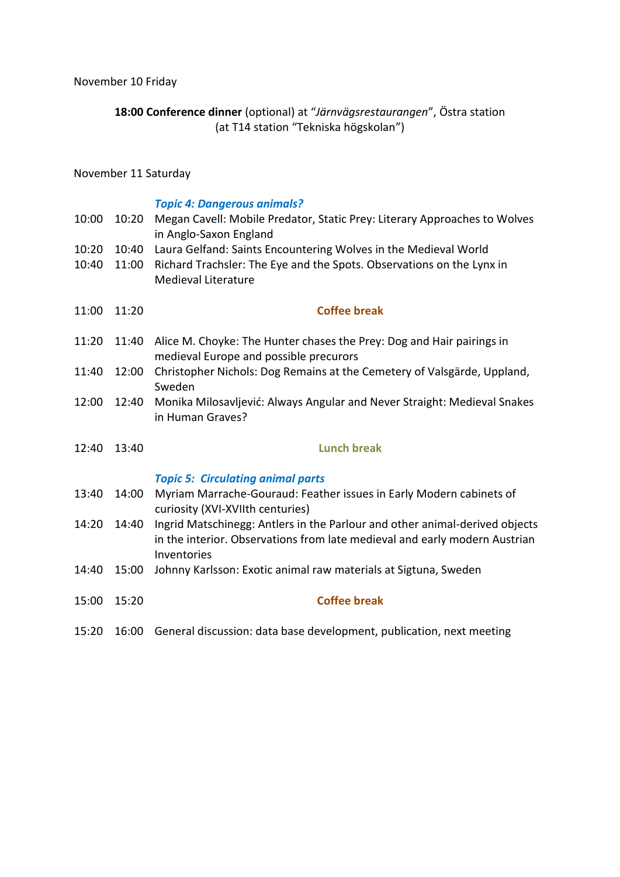November 10 Friday

**18:00 Conference dinner** (optional) at "*Järnvägsrestaurangen*", Östra station (at T14 station "Tekniska högskolan")

November 11 Saturday

| | | |
|---|---|---|
| | | ***Topic 4: Dangerous animals?*** |
| 10:00 | 10:20 | Megan Cavell: Mobile Predator, Static Prey: Literary Approaches to Wolves in Anglo-Saxon England |
| 10:20 | 10:40 | Laura Gelfand: Saints Encountering Wolves in the Medieval World |
| 10:40 | 11:00 | Richard Trachsler: The Eye and the Spots. Observations on the Lynx in Medieval Literature |
| 11:00 | 11:20 | **Coffee break** |
| 11:20 | 11:40 | Alice M. Choyke: The Hunter chases the Prey: Dog and Hair pairings in medieval Europe and possible precurors |
| 11:40 | 12:00 | Christopher Nichols: Dog Remains at the Cemetery of Valsgärde, Uppland, Sweden |
| 12:00 | 12:40 | Monika Milosavljević: Always Angular and Never Straight: Medieval Snakes in Human Graves? |
| 12:40 | 13:40 | **Lunch break** |
| | | ***Topic 5: Circulating animal parts*** |
| 13:40 | 14:00 | Myriam Marrache-Gouraud: Feather issues in Early Modern cabinets of curiosity (XVI-XVIIth centuries) |
| 14:20 | 14:40 | Ingrid Matschinegg: Antlers in the Parlour and other animal-derived objects in the interior. Observations from late medieval and early modern Austrian Inventories |
| 14:40 | 15:00 | Johnny Karlsson: Exotic animal raw materials at Sigtuna, Sweden |
| 15:00 | 15:20 | **Coffee break** |
| 15:20 | 16:00 | General discussion: data base development, publication, next meeting |